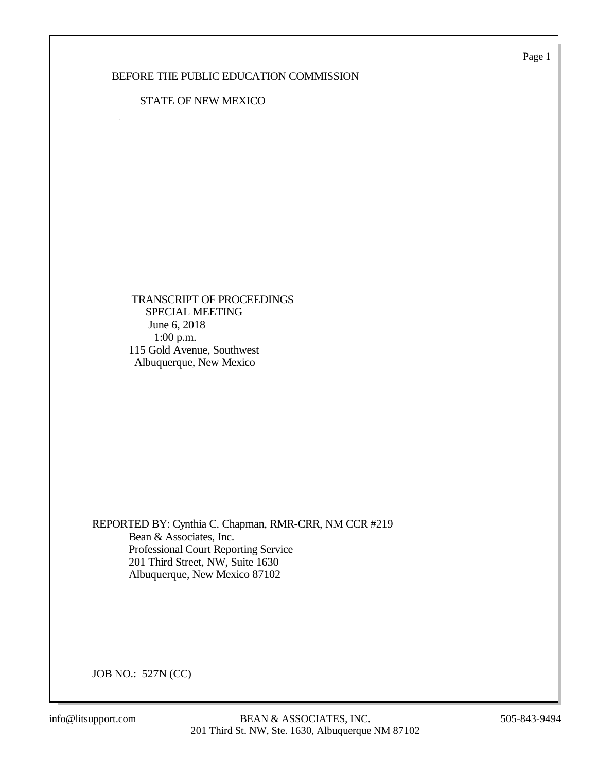BEFORE THE PUBLIC EDUCATION COMMISSION

STATE OF NEW MEXICO

TRANSCRIPT OF PROCEEDINGS
SPECIAL MEETING
June 6, 2018
1:00 p.m.
115 Gold Avenue, Southwest
Albuquerque, New Mexico

REPORTED BY: Cynthia C. Chapman, RMR-CRR, NM CCR #219
Bean & Associates, Inc.
Professional Court Reporting Service
201 Third Street, NW, Suite 1630
Albuquerque, New Mexico 87102

JOB NO.: 527N (CC)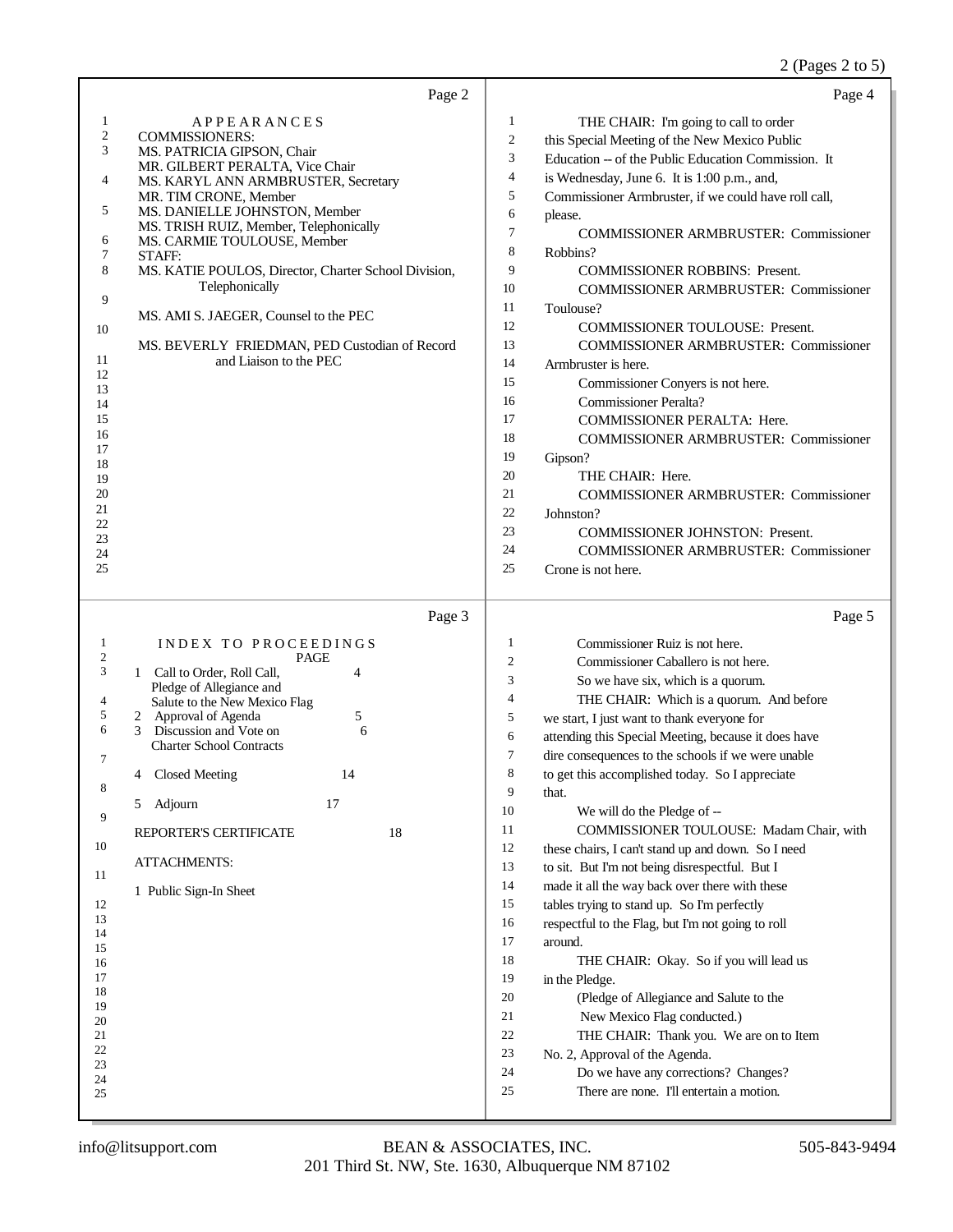## Page 2

APPEARANCES

COMMISSIONERS:

MS. PATRICIA GIPSON, Chair
MR. GILBERT PERALTA, Vice Chair
MS. KARYL ANN ARMBRUSTER, Secretary
MR. TIM CRONE, Member
MS. DANIELLE JOHNSTON, Member
MS. TRISH RUIZ, Member, Telephonically
MS. CARMIE TOULOUSE, Member

STAFF:

MS. KATIE POULOS, Director, Charter School Division, Telephonically

MS. AMI S. JAEGER, Counsel to the PEC

MS. BEVERLY FRIEDMAN, PED Custodian of Record and Liaison to the PEC

## Page 3

INDEX TO PROCEEDINGS

| | PAGE |
|---|---|
| 1 Call to Order, Roll Call, Pledge of Allegiance and Salute to the New Mexico Flag | 4 |
| 2 Approval of Agenda | 5 |
| 3 Discussion and Vote on Charter School Contracts | 6 |
| 4 Closed Meeting | 14 |
| 5 Adjourn | 17 |
| REPORTER'S CERTIFICATE | 18 |

ATTACHMENTS:

1 Public Sign-In Sheet

## Page 4

THE CHAIR: I'm going to call to order this Special Meeting of the New Mexico Public Education -- of the Public Education Commission. It is Wednesday, June 6. It is 1:00 p.m., and, Commissioner Armbruster, if we could have roll call, please.

COMMISSIONER ARMBRUSTER: Commissioner Robbins?

COMMISSIONER ROBBINS: Present.

COMMISSIONER ARMBRUSTER: Commissioner Toulouse?

COMMISSIONER TOULOUSE: Present.

COMMISSIONER ARMBRUSTER: Commissioner Armbruster is here.

Commissioner Conyers is not here.

Commissioner Peralta?

COMMISSIONER PERALTA: Here.

COMMISSIONER ARMBRUSTER: Commissioner Gipson?

THE CHAIR: Here.

COMMISSIONER ARMBRUSTER: Commissioner Johnston?

COMMISSIONER JOHNSTON: Present.

COMMISSIONER ARMBRUSTER: Commissioner Crone is not here.

## Page 5

Commissioner Ruiz is not here.

Commissioner Caballero is not here.

So we have six, which is a quorum.

THE CHAIR: Which is a quorum. And before we start, I just want to thank everyone for attending this Special Meeting, because it does have dire consequences to the schools if we were unable to get this accomplished today. So I appreciate that.

We will do the Pledge of --

COMMISSIONER TOULOUSE: Madam Chair, with these chairs, I can't stand up and down. So I need to sit. But I'm not being disrespectful. But I made it all the way back over there with these tables trying to stand up. So I'm perfectly respectful to the Flag, but I'm not going to roll around.

THE CHAIR: Okay. So if you will lead us in the Pledge.

(Pledge of Allegiance and Salute to the New Mexico Flag conducted.)

THE CHAIR: Thank you. We are on to Item No. 2, Approval of the Agenda.

Do we have any corrections? Changes?

There are none. I'll entertain a motion.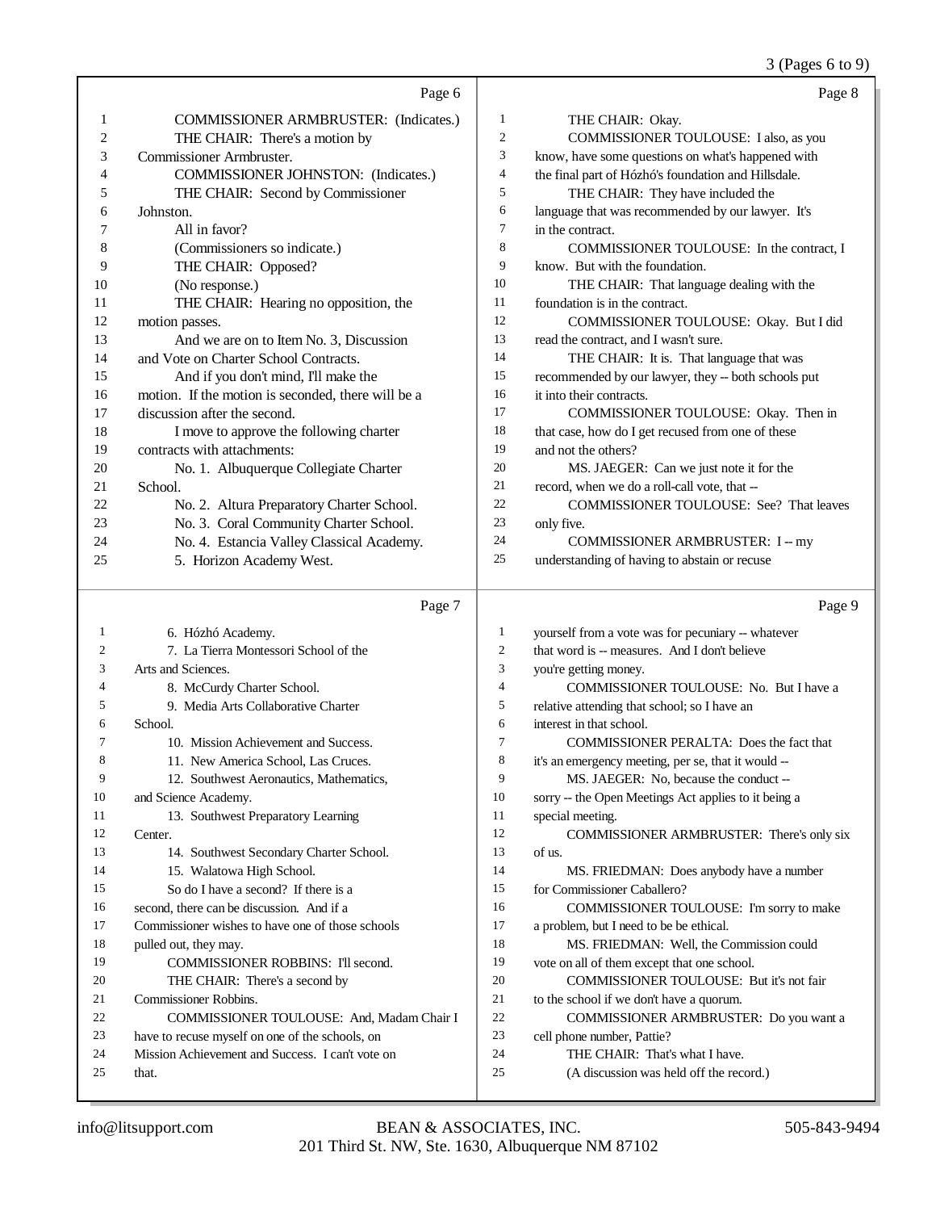Page 6

1 COMMISSIONER ARMBRUSTER: (Indicates.)
2 THE CHAIR: There's a motion by
3 Commissioner Armbruster.
4 COMMISSIONER JOHNSTON: (Indicates.)
5 THE CHAIR: Second by Commissioner
6 Johnston.
7 All in favor?
8 (Commissioners so indicate.)
9 THE CHAIR: Opposed?
10 (No response.)
11 THE CHAIR: Hearing no opposition, the
12 motion passes.
13 And we are on to Item No. 3, Discussion
14 and Vote on Charter School Contracts.
15 And if you don't mind, I'll make the
16 motion. If the motion is seconded, there will be a
17 discussion after the second.
18 I move to approve the following charter
19 contracts with attachments:
20 No. 1. Albuquerque Collegiate Charter
21 School.
22 No. 2. Altura Preparatory Charter School.
23 No. 3. Coral Community Charter School.
24 No. 4. Estancia Valley Classical Academy.
25 5. Horizon Academy West.

Page 7

1 6. Hózhó Academy.
2 7. La Tierra Montessori School of the
3 Arts and Sciences.
4 8. McCurdy Charter School.
5 9. Media Arts Collaborative Charter
6 School.
7 10. Mission Achievement and Success.
8 11. New America School, Las Cruces.
9 12. Southwest Aeronautics, Mathematics,
10 and Science Academy.
11 13. Southwest Preparatory Learning
12 Center.
13 14. Southwest Secondary Charter School.
14 15. Walatowa High School.
15 So do I have a second? If there is a
16 second, there can be discussion. And if a
17 Commissioner wishes to have one of those schools
18 pulled out, they may.
19 COMMISSIONER ROBBINS: I'll second.
20 THE CHAIR: There's a second by
21 Commissioner Robbins.
22 COMMISSIONER TOULOUSE: And, Madam Chair I
23 have to recuse myself on one of the schools, on
24 Mission Achievement and Success. I can't vote on
25 that.

Page 8

1 THE CHAIR: Okay.
2 COMMISSIONER TOULOUSE: I also, as you
3 know, have some questions on what's happened with
4 the final part of Hózhó's foundation and Hillsdale.
5 THE CHAIR: They have included the
6 language that was recommended by our lawyer. It's
7 in the contract.
8 COMMISSIONER TOULOUSE: In the contract, I
9 know. But with the foundation.
10 THE CHAIR: That language dealing with the
11 foundation is in the contract.
12 COMMISSIONER TOULOUSE: Okay. But I did
13 read the contract, and I wasn't sure.
14 THE CHAIR: It is. That language that was
15 recommended by our lawyer, they -- both schools put
16 it into their contracts.
17 COMMISSIONER TOULOUSE: Okay. Then in
18 that case, how do I get recused from one of these
19 and not the others?
20 MS. JAEGER: Can we just note it for the
21 record, when we do a roll-call vote, that --
22 COMMISSIONER TOULOUSE: See? That leaves
23 only five.
24 COMMISSIONER ARMBRUSTER: I -- my
25 understanding of having to abstain or recuse

Page 9

1 yourself from a vote was for pecuniary -- whatever
2 that word is -- measures. And I don't believe
3 you're getting money.
4 COMMISSIONER TOULOUSE: No. But I have a
5 relative attending that school; so I have an
6 interest in that school.
7 COMMISSIONER PERALTA: Does the fact that
8 it's an emergency meeting, per se, that it would --
9 MS. JAEGER: No, because the conduct --
10 sorry -- the Open Meetings Act applies to it being a
11 special meeting.
12 COMMISSIONER ARMBRUSTER: There's only six
13 of us.
14 MS. FRIEDMAN: Does anybody have a number
15 for Commissioner Caballero?
16 COMMISSIONER TOULOUSE: I'm sorry to make
17 a problem, but I need to be be ethical.
18 MS. FRIEDMAN: Well, the Commission could
19 vote on all of them except that one school.
20 COMMISSIONER TOULOUSE: But it's not fair
21 to the school if we don't have a quorum.
22 COMMISSIONER ARMBRUSTER: Do you want a
23 cell phone number, Pattie?
24 THE CHAIR: That's what I have.
25 (A discussion was held off the record.)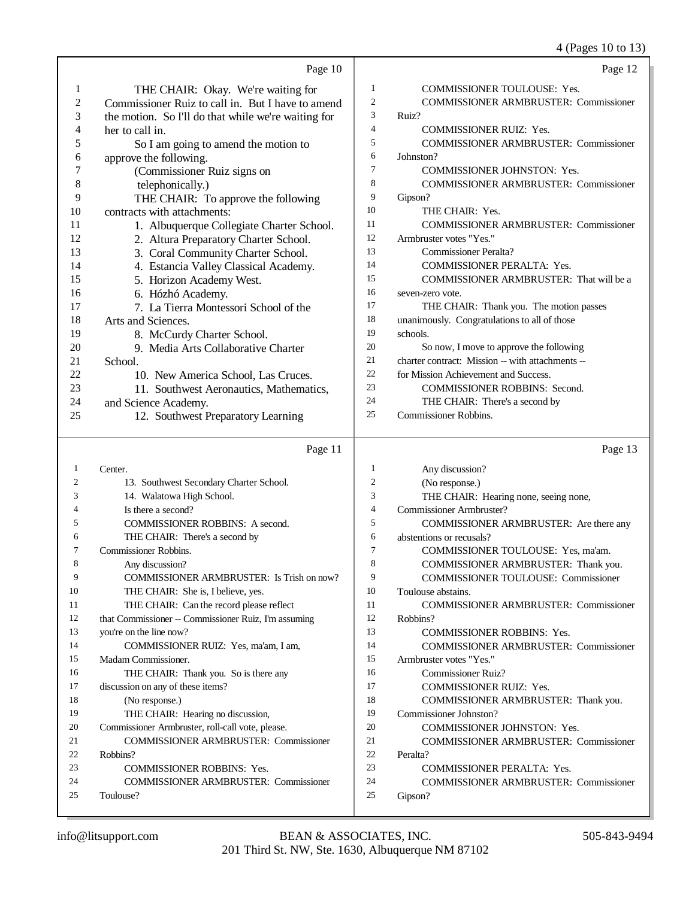Page 10

1 THE CHAIR: Okay. We're waiting for
2 Commissioner Ruiz to call in. But I have to amend
3 the motion. So I'll do that while we're waiting for
4 her to call in.
5 So I am going to amend the motion to
6 approve the following.
7 (Commissioner Ruiz signs on
8 telephonically.)
9 THE CHAIR: To approve the following
10 contracts with attachments:
11 1. Albuquerque Collegiate Charter School.
12 2. Altura Preparatory Charter School.
13 3. Coral Community Charter School.
14 4. Estancia Valley Classical Academy.
15 5. Horizon Academy West.
16 6. Hózhó Academy.
17 7. La Tierra Montessori School of the
18 Arts and Sciences.
19 8. McCurdy Charter School.
20 9. Media Arts Collaborative Charter
21 School.
22 10. New America School, Las Cruces.
23 11. Southwest Aeronautics, Mathematics,
24 and Science Academy.
25 12. Southwest Preparatory Learning

Page 11

1 Center.
2 13. Southwest Secondary Charter School.
3 14. Walatowa High School.
4 Is there a second?
5 COMMISSIONER ROBBINS: A second.
6 THE CHAIR: There's a second by
7 Commissioner Robbins.
8 Any discussion?
9 COMMISSIONER ARMBRUSTER: Is Trish on now?
10 THE CHAIR: She is, I believe, yes.
11 THE CHAIR: Can the record please reflect
12 that Commissioner -- Commissioner Ruiz, I'm assuming
13 you're on the line now?
14 COMMISSIONER RUIZ: Yes, ma'am, I am,
15 Madam Commissioner.
16 THE CHAIR: Thank you. So is there any
17 discussion on any of these items?
18 (No response.)
19 THE CHAIR: Hearing no discussion,
20 Commissioner Armbruster, roll-call vote, please.
21 COMMISSIONER ARMBRUSTER: Commissioner
22 Robbins?
23 COMMISSIONER ROBBINS: Yes.
24 COMMISSIONER ARMBRUSTER: Commissioner
25 Toulouse?

Page 12

1 COMMISSIONER TOULOUSE: Yes.
2 COMMISSIONER ARMBRUSTER: Commissioner
3 Ruiz?
4 COMMISSIONER RUIZ: Yes.
5 COMMISSIONER ARMBRUSTER: Commissioner
6 Johnston?
7 COMMISSIONER JOHNSTON: Yes.
8 COMMISSIONER ARMBRUSTER: Commissioner
9 Gipson?
10 THE CHAIR: Yes.
11 COMMISSIONER ARMBRUSTER: Commissioner
12 Armbruster votes "Yes."
13 Commissioner Peralta?
14 COMMISSIONER PERALTA: Yes.
15 COMMISSIONER ARMBRUSTER: That will be a
16 seven-zero vote.
17 THE CHAIR: Thank you. The motion passes
18 unanimously. Congratulations to all of those
19 schools.
20 So now, I move to approve the following
21 charter contract: Mission -- with attachments --
22 for Mission Achievement and Success.
23 COMMISSIONER ROBBINS: Second.
24 THE CHAIR: There's a second by
25 Commissioner Robbins.

Page 13

1 Any discussion?
2 (No response.)
3 THE CHAIR: Hearing none, seeing none,
4 Commissioner Armbruster?
5 COMMISSIONER ARMBRUSTER: Are there any
6 abstentions or recusals?
7 COMMISSIONER TOULOUSE: Yes, ma'am.
8 COMMISSIONER ARMBRUSTER: Thank you.
9 COMMISSIONER TOULOUSE: Commissioner
10 Toulouse abstains.
11 COMMISSIONER ARMBRUSTER: Commissioner
12 Robbins?
13 COMMISSIONER ROBBINS: Yes.
14 COMMISSIONER ARMBRUSTER: Commissioner
15 Armbruster votes "Yes."
16 Commissioner Ruiz?
17 COMMISSIONER RUIZ: Yes.
18 COMMISSIONER ARMBRUSTER: Thank you.
19 Commissioner Johnston?
20 COMMISSIONER JOHNSTON: Yes.
21 COMMISSIONER ARMBRUSTER: Commissioner
22 Peralta?
23 COMMISSIONER PERALTA: Yes.
24 COMMISSIONER ARMBRUSTER: Commissioner
25 Gipson?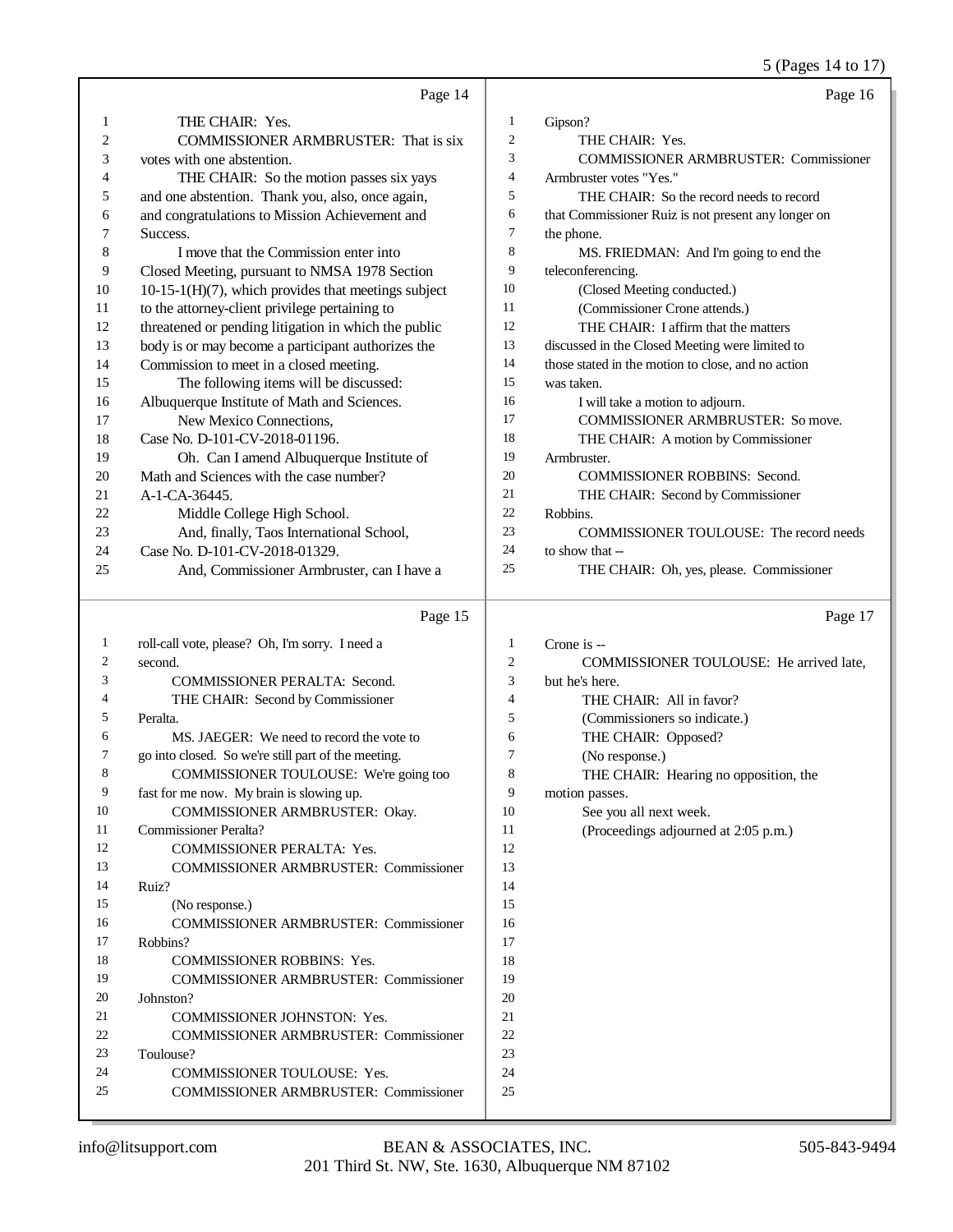Page 14

1 THE CHAIR: Yes.
2 COMMISSIONER ARMBRUSTER: That is six
3 votes with one abstention.
4 THE CHAIR: So the motion passes six yays
5 and one abstention. Thank you, also, once again,
6 and congratulations to Mission Achievement and
7 Success.
8 I move that the Commission enter into
9 Closed Meeting, pursuant to NMSA 1978 Section
10 10-15-1(H)(7), which provides that meetings subject
11 to the attorney-client privilege pertaining to
12 threatened or pending litigation in which the public
13 body is or may become a participant authorizes the
14 Commission to meet in a closed meeting.
15 The following items will be discussed:
16 Albuquerque Institute of Math and Sciences.
17 New Mexico Connections,
18 Case No. D-101-CV-2018-01196.
19 Oh. Can I amend Albuquerque Institute of
20 Math and Sciences with the case number?
21 A-1-CA-36445.
22 Middle College High School.
23 And, finally, Taos International School,
24 Case No. D-101-CV-2018-01329.
25 And, Commissioner Armbruster, can I have a

Page 15

1 roll-call vote, please? Oh, I'm sorry. I need a
2 second.
3 COMMISSIONER PERALTA: Second.
4 THE CHAIR: Second by Commissioner
5 Peralta.
6 MS. JAEGER: We need to record the vote to
7 go into closed. So we're still part of the meeting.
8 COMMISSIONER TOULOUSE: We're going too
9 fast for me now. My brain is slowing up.
10 COMMISSIONER ARMBRUSTER: Okay.
11 Commissioner Peralta?
12 COMMISSIONER PERALTA: Yes.
13 COMMISSIONER ARMBRUSTER: Commissioner
14 Ruiz?
15 (No response.)
16 COMMISSIONER ARMBRUSTER: Commissioner
17 Robbins?
18 COMMISSIONER ROBBINS: Yes.
19 COMMISSIONER ARMBRUSTER: Commissioner
20 Johnston?
21 COMMISSIONER JOHNSTON: Yes.
22 COMMISSIONER ARMBRUSTER: Commissioner
23 Toulouse?
24 COMMISSIONER TOULOUSE: Yes.
25 COMMISSIONER ARMBRUSTER: Commissioner

Page 16

1 Gipson?
2 THE CHAIR: Yes.
3 COMMISSIONER ARMBRUSTER: Commissioner
4 Armbruster votes "Yes."
5 THE CHAIR: So the record needs to record
6 that Commissioner Ruiz is not present any longer on
7 the phone.
8 MS. FRIEDMAN: And I'm going to end the
9 teleconferencing.
10 (Closed Meeting conducted.)
11 (Commissioner Crone attends.)
12 THE CHAIR: I affirm that the matters
13 discussed in the Closed Meeting were limited to
14 those stated in the motion to close, and no action
15 was taken.
16 I will take a motion to adjourn.
17 COMMISSIONER ARMBRUSTER: So move.
18 THE CHAIR: A motion by Commissioner
19 Armbruster.
20 COMMISSIONER ROBBINS: Second.
21 THE CHAIR: Second by Commissioner
22 Robbins.
23 COMMISSIONER TOULOUSE: The record needs
24 to show that --
25 THE CHAIR: Oh, yes, please. Commissioner

Page 17

1 Crone is --
2 COMMISSIONER TOULOUSE: He arrived late,
3 but he's here.
4 THE CHAIR: All in favor?
5 (Commissioners so indicate.)
6 THE CHAIR: Opposed?
7 (No response.)
8 THE CHAIR: Hearing no opposition, the
9 motion passes.
10 See you all next week.
11 (Proceedings adjourned at 2:05 p.m.)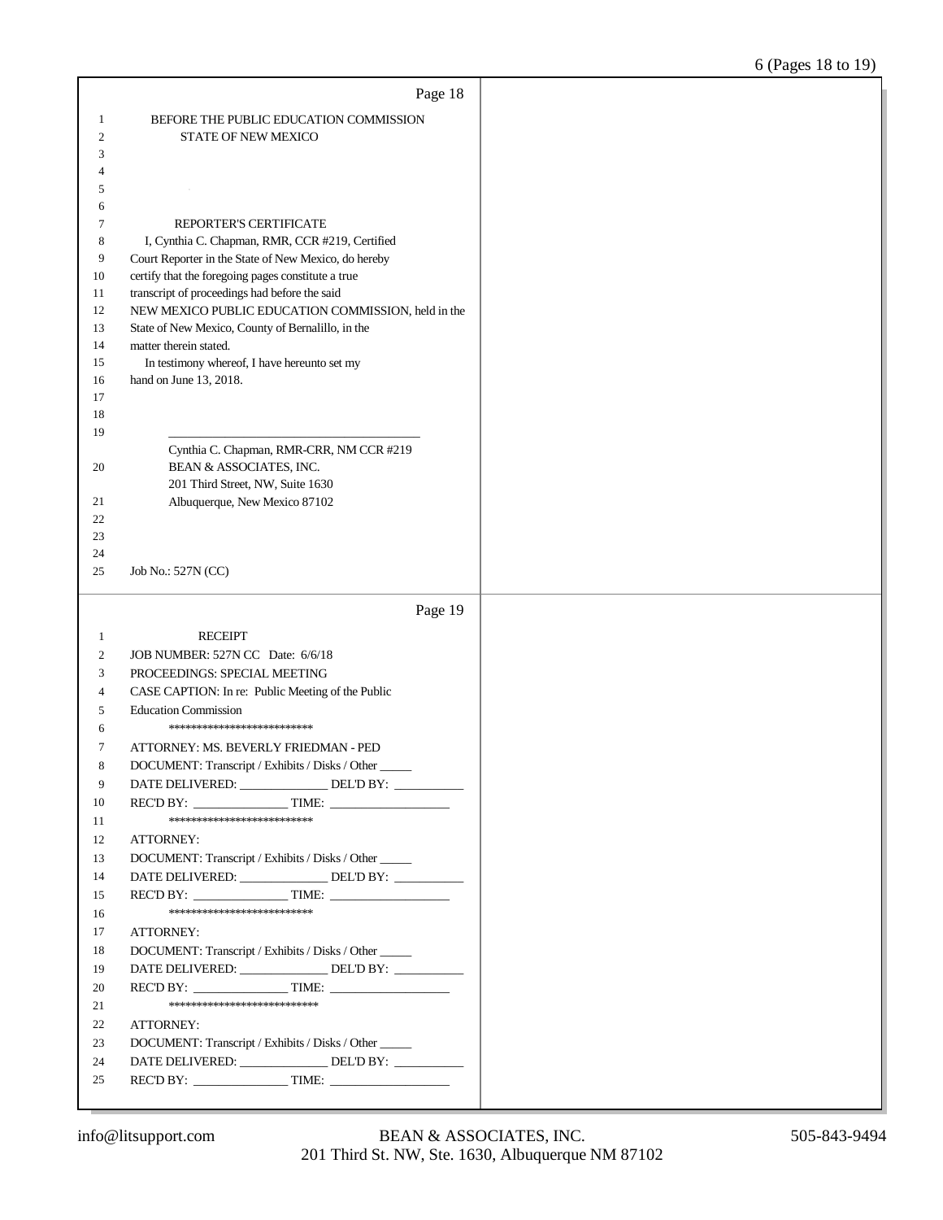BEFORE THE PUBLIC EDUCATION COMMISSION
STATE OF NEW MEXICO

REPORTER'S CERTIFICATE

I, Cynthia C. Chapman, RMR, CCR #219, Certified Court Reporter in the State of New Mexico, do hereby certify that the foregoing pages constitute a true transcript of proceedings had before the said NEW MEXICO PUBLIC EDUCATION COMMISSION, held in the State of New Mexico, County of Bernalillo, in the matter therein stated.

In testimony whereof, I have hereunto set my hand on June 13, 2018.

\_\_\_\_\_\_\_\_\_\_\_\_\_\_\_\_\_\_\_\_\_\_\_\_\_\_\_\_\_\_\_\_\_\_\_\_\_\_\_\_

Cynthia C. Chapman, RMR-CRR, NM CCR #219
BEAN & ASSOCIATES, INC.
201 Third Street, NW, Suite 1630
Albuquerque, New Mexico 87102

Job No.: 527N (CC)

RECEIPT

JOB NUMBER: 527N CC Date: 6/6/18
PROCEEDINGS: SPECIAL MEETING
CASE CAPTION: In re: Public Meeting of the Public Education Commission

**************************

ATTORNEY: MS. BEVERLY FRIEDMAN - PED
DOCUMENT: Transcript / Exhibits / Disks / Other _____
DATE DELIVERED: ______________ DEL'D BY: ___________
REC'D BY: _______________ TIME: ___________________

**************************

ATTORNEY:
DOCUMENT: Transcript / Exhibits / Disks / Other _____
DATE DELIVERED: ______________ DEL'D BY: ___________
REC'D BY: _______________ TIME: ___________________

**************************

ATTORNEY:
DOCUMENT: Transcript / Exhibits / Disks / Other _____
DATE DELIVERED: ______________ DEL'D BY: ___________
REC'D BY: _______________ TIME: ___________________

***************************

ATTORNEY:
DOCUMENT: Transcript / Exhibits / Disks / Other _____
DATE DELIVERED: ______________ DEL'D BY: ___________
REC'D BY: _______________ TIME: ___________________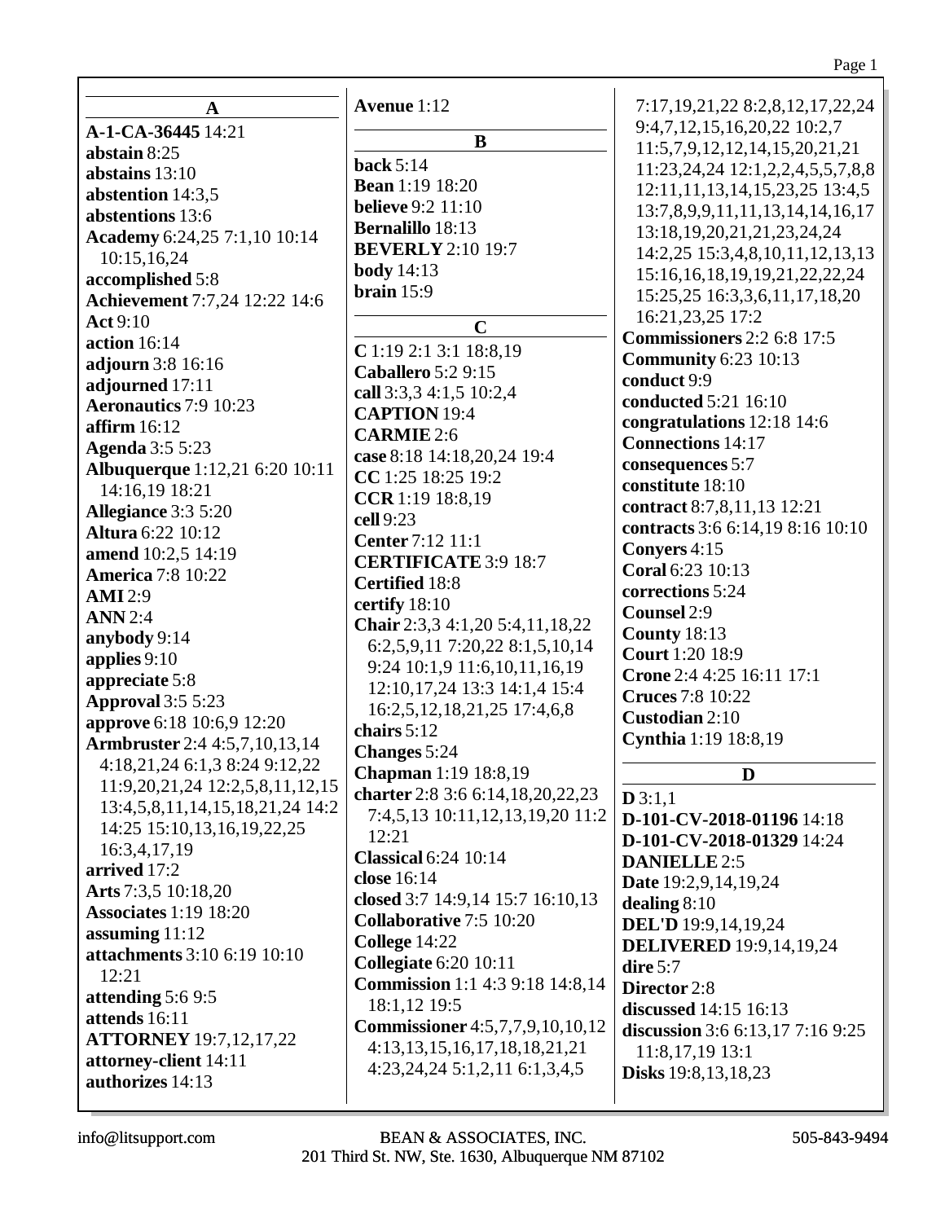## A

**A-1-CA-36445** 14:21
**abstain** 8:25
**abstains** 13:10
**abstention** 14:3,5
**abstentions** 13:6
**Academy** 6:24,25 7:1,10 10:14 10:15,16,24
**accomplished** 5:8
**Achievement** 7:7,24 12:22 14:6
**Act** 9:10
**action** 16:14
**adjourn** 3:8 16:16
**adjourned** 17:11
**Aeronautics** 7:9 10:23
**affirm** 16:12
**Agenda** 3:5 5:23
**Albuquerque** 1:12,21 6:20 10:11 14:16,19 18:21
**Allegiance** 3:3 5:20
**Altura** 6:22 10:12
**amend** 10:2,5 14:19
**America** 7:8 10:22
**AMI** 2:9
**ANN** 2:4
**anybody** 9:14
**applies** 9:10
**appreciate** 5:8
**Approval** 3:5 5:23
**approve** 6:18 10:6,9 12:20
**Armbruster** 2:4 4:5,7,10,13,14 4:18,21,24 6:1,3 8:24 9:12,22 11:9,20,21,24 12:2,5,8,11,12,15 13:4,5,8,11,14,15,18,21,24 14:2 14:25 15:10,13,16,19,22,25 16:3,4,17,19
**arrived** 17:2
**Arts** 7:3,5 10:18,20
**Associates** 1:19 18:20
**assuming** 11:12
**attachments** 3:10 6:19 10:10 12:21
**attending** 5:6 9:5
**attends** 16:11
**ATTORNEY** 19:7,12,17,22
**attorney-client** 14:11
**authorizes** 14:13
**Avenue** 1:12

## B

**back** 5:14
**Bean** 1:19 18:20
**believe** 9:2 11:10
**Bernalillo** 18:13
**BEVERLY** 2:10 19:7
**body** 14:13
**brain** 15:9

## C

**C** 1:19 2:1 3:1 18:8,19
**Caballero** 5:2 9:15
**call** 3:3,3 4:1,5 10:2,4
**CAPTION** 19:4
**CARMIE** 2:6
**case** 8:18 14:18,20,24 19:4
**CC** 1:25 18:25 19:2
**CCR** 1:19 18:8,19
**cell** 9:23
**Center** 7:12 11:1
**CERTIFICATE** 3:9 18:7
**Certified** 18:8
**certify** 18:10
**Chair** 2:3,3 4:1,20 5:4,11,18,22 6:2,5,9,11 7:20,22 8:1,5,10,14 9:24 10:1,9 11:6,10,11,16,19 12:10,17,24 13:3 14:1,4 15:4 16:2,5,12,18,21,25 17:4,6,8
**chairs** 5:12
**Changes** 5:24
**Chapman** 1:19 18:8,19
**charter** 2:8 3:6 6:14,18,20,22,23 7:4,5,13 10:11,12,13,19,20 11:2 12:21
**Classical** 6:24 10:14
**close** 16:14
**closed** 3:7 14:9,14 15:7 16:10,13
**Collaborative** 7:5 10:20
**College** 14:22
**Collegiate** 6:20 10:11
**Commission** 1:1 4:3 9:18 14:8,14 18:1,12 19:5
**Commissioner** 4:5,7,7,9,10,10,12 4:13,13,15,16,17,18,18,21,21 4:23,24,24 5:1,2,11 6:1,3,4,5 7:17,19,21,22 8:2,8,12,17,22,24 9:4,7,12,15,16,20,22 10:2,7 11:5,7,9,12,12,14,15,20,21,21 11:23,24,24 12:1,2,2,4,5,5,7,8,8 12:11,11,13,14,15,23,25 13:4,5 13:7,8,9,9,11,11,13,14,14,16,17 13:18,19,20,21,21,23,24,24 14:2,25 15:3,4,8,10,11,12,13,13 15:16,16,18,19,19,21,22,22,24 15:25,25 16:3,3,6,11,17,18,20 16:21,23,25 17:2
**Commissioners** 2:2 6:8 17:5
**Community** 6:23 10:13
**conduct** 9:9
**conducted** 5:21 16:10
**congratulations** 12:18 14:6
**Connections** 14:17
**consequences** 5:7
**constitute** 18:10
**contract** 8:7,8,11,13 12:21
**contracts** 3:6 6:14,19 8:16 10:10
**Conyers** 4:15
**Coral** 6:23 10:13
**corrections** 5:24
**Counsel** 2:9
**County** 18:13
**Court** 1:20 18:9
**Crone** 2:4 4:25 16:11 17:1
**Cruces** 7:8 10:22
**Custodian** 2:10
**Cynthia** 1:19 18:8,19

## D

**D** 3:1,1
**D-101-CV-2018-01196** 14:18
**D-101-CV-2018-01329** 14:24
**DANIELLE** 2:5
**Date** 19:2,9,14,19,24
**dealing** 8:10
**DEL'D** 19:9,14,19,24
**DELIVERED** 19:9,14,19,24
**dire** 5:7
**Director** 2:8
**discussed** 14:15 16:13
**discussion** 3:6 6:13,17 7:16 9:25 11:8,17,19 13:1
**Disks** 19:8,13,18,23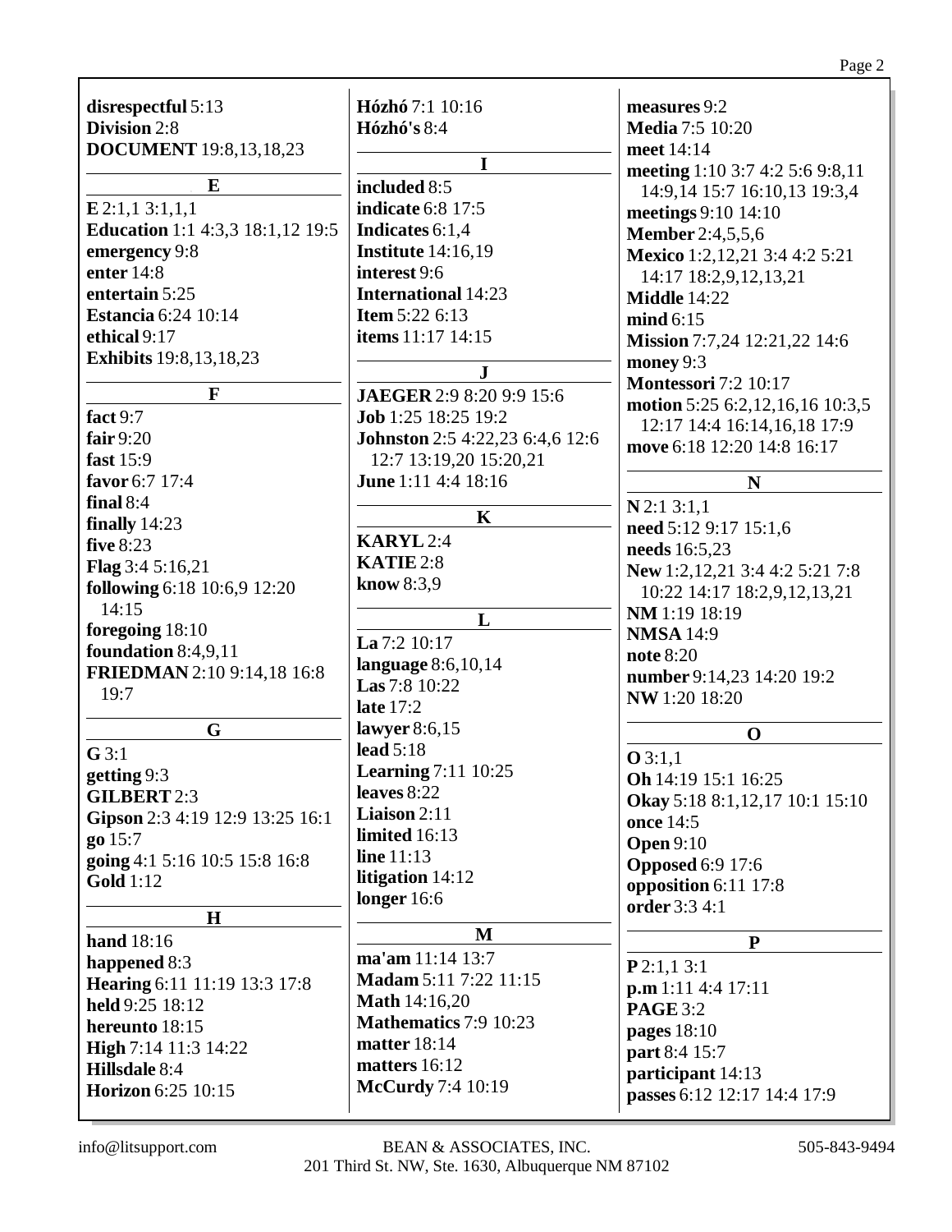**disrespectful** 5:13
**Division** 2:8
**DOCUMENT** 19:8,13,18,23

**E**

**E** 2:1,1 3:1,1,1
**Education** 1:1 4:3,3 18:1,12 19:5
**emergency** 9:8
**enter** 14:8
**entertain** 5:25
**Estancia** 6:24 10:14
**ethical** 9:17
**Exhibits** 19:8,13,18,23

**F**

**fact** 9:7
**fair** 9:20
**fast** 15:9
**favor** 6:7 17:4
**final** 8:4
**finally** 14:23
**five** 8:23
**Flag** 3:4 5:16,21
**following** 6:18 10:6,9 12:20 14:15
**foregoing** 18:10
**foundation** 8:4,9,11
**FRIEDMAN** 2:10 9:14,18 16:8 19:7

**G**

**G** 3:1
**getting** 9:3
**GILBERT** 2:3
**Gipson** 2:3 4:19 12:9 13:25 16:1
**go** 15:7
**going** 4:1 5:16 10:5 15:8 16:8
**Gold** 1:12

**H**

**hand** 18:16
**happened** 8:3
**Hearing** 6:11 11:19 13:3 17:8
**held** 9:25 18:12
**hereunto** 18:15
**High** 7:14 11:3 14:22
**Hillsdale** 8:4
**Horizon** 6:25 10:15
**Hózhó** 7:1 10:16
**Hózhó's** 8:4

**I**

**included** 8:5
**indicate** 6:8 17:5
**Indicates** 6:1,4
**Institute** 14:16,19
**interest** 9:6
**International** 14:23
**Item** 5:22 6:13
**items** 11:17 14:15

**J**

**JAEGER** 2:9 8:20 9:9 15:6
**Job** 1:25 18:25 19:2
**Johnston** 2:5 4:22,23 6:4,6 12:6 12:7 13:19,20 15:20,21
**June** 1:11 4:4 18:16

**K**

**KARYL** 2:4
**KATIE** 2:8
**know** 8:3,9

**L**

**La** 7:2 10:17
**language** 8:6,10,14
**Las** 7:8 10:22
**late** 17:2
**lawyer** 8:6,15
**lead** 5:18
**Learning** 7:11 10:25
**leaves** 8:22
**Liaison** 2:11
**limited** 16:13
**line** 11:13
**litigation** 14:12
**longer** 16:6

**M**

**ma'am** 11:14 13:7
**Madam** 5:11 7:22 11:15
**Math** 14:16,20
**Mathematics** 7:9 10:23
**matter** 18:14
**matters** 16:12
**McCurdy** 7:4 10:19
**measures** 9:2
**Media** 7:5 10:20
**meet** 14:14
**meeting** 1:10 3:7 4:2 5:6 9:8,11 14:9,14 15:7 16:10,13 19:3,4
**meetings** 9:10 14:10
**Member** 2:4,5,5,6
**Mexico** 1:2,12,21 3:4 4:2 5:21 14:17 18:2,9,12,13,21
**Middle** 14:22
**mind** 6:15
**Mission** 7:7,24 12:21,22 14:6
**money** 9:3
**Montessori** 7:2 10:17
**motion** 5:25 6:2,12,16,16 10:3,5 12:17 14:4 16:14,16,18 17:9
**move** 6:18 12:20 14:8 16:17

**N**

**N** 2:1 3:1,1
**need** 5:12 9:17 15:1,6
**needs** 16:5,23
**New** 1:2,12,21 3:4 4:2 5:21 7:8 10:22 14:17 18:2,9,12,13,21
**NM** 1:19 18:19
**NMSA** 14:9
**note** 8:20
**number** 9:14,23 14:20 19:2
**NW** 1:20 18:20

**O**

**O** 3:1,1
**Oh** 14:19 15:1 16:25
**Okay** 5:18 8:1,12,17 10:1 15:10
**once** 14:5
**Open** 9:10
**Opposed** 6:9 17:6
**opposition** 6:11 17:8
**order** 3:3 4:1

**P**

**P** 2:1,1 3:1
**p.m** 1:11 4:4 17:11
**PAGE** 3:2
**pages** 18:10
**part** 8:4 15:7
**participant** 14:13
**passes** 6:12 12:17 14:4 17:9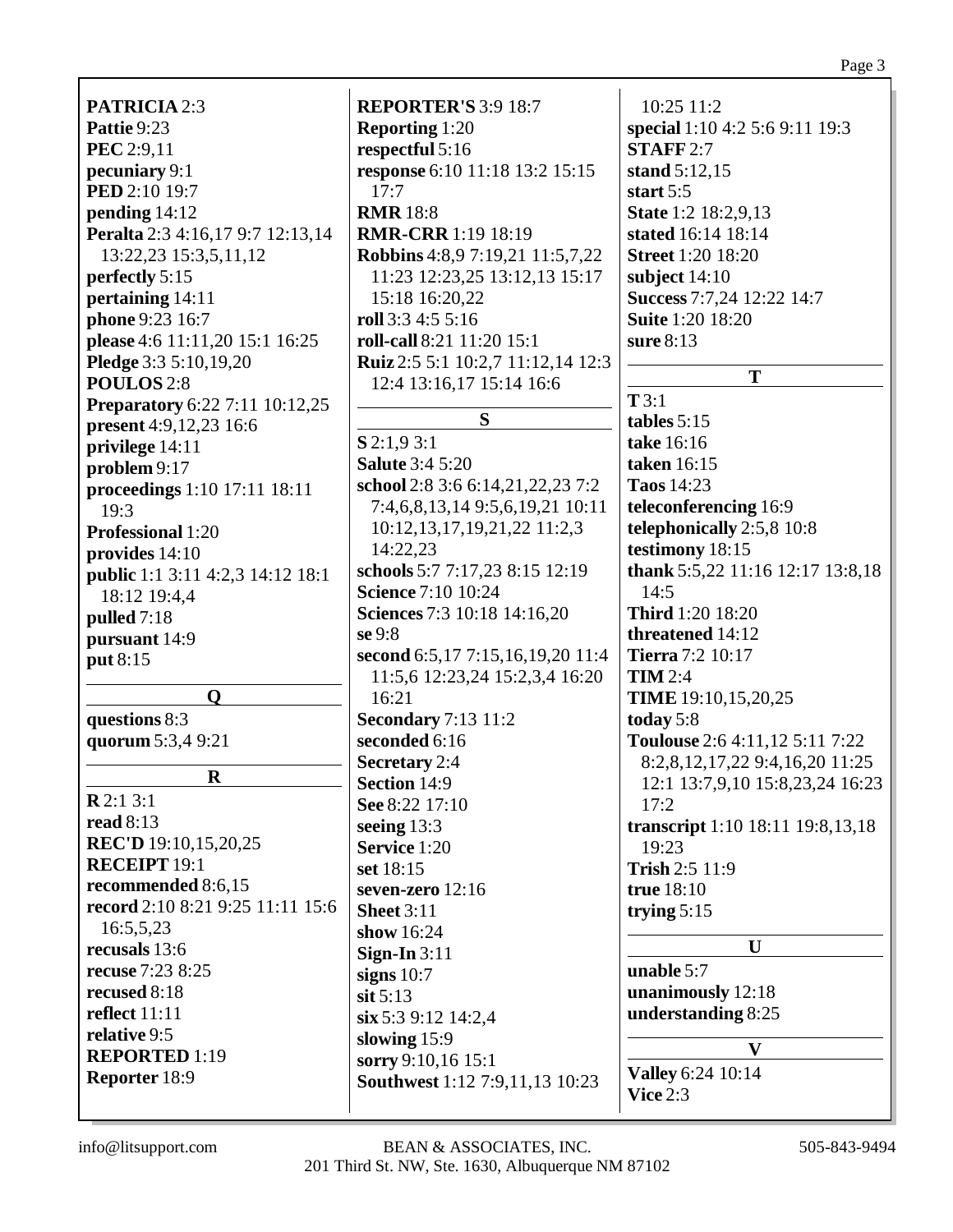**PATRICIA** 2:3
**Pattie** 9:23
**PEC** 2:9,11
**pecuniary** 9:1
**PED** 2:10 19:7
**pending** 14:12
**Peralta** 2:3 4:16,17 9:7 12:13,14 13:22,23 15:3,5,11,12
**perfectly** 5:15
**pertaining** 14:11
**phone** 9:23 16:7
**please** 4:6 11:11,20 15:1 16:25
**Pledge** 3:3 5:10,19,20
**POULOS** 2:8
**Preparatory** 6:22 7:11 10:12,25
**present** 4:9,12,23 16:6
**privilege** 14:11
**problem** 9:17
**proceedings** 1:10 17:11 18:11 19:3
**Professional** 1:20
**provides** 14:10
**public** 1:1 3:11 4:2,3 14:12 18:1 18:12 19:4,4
**pulled** 7:18
**pursuant** 14:9
**put** 8:15

## Q

**questions** 8:3
**quorum** 5:3,4 9:21

## R

**R** 2:1 3:1
**read** 8:13
**REC'D** 19:10,15,20,25
**RECEIPT** 19:1
**recommended** 8:6,15
**record** 2:10 8:21 9:25 11:11 15:6 16:5,5,23
**recusals** 13:6
**recuse** 7:23 8:25
**recused** 8:18
**reflect** 11:11
**relative** 9:5
**REPORTED** 1:19
**Reporter** 18:9
**REPORTER'S** 3:9 18:7
**Reporting** 1:20
**respectful** 5:16
**response** 6:10 11:18 13:2 15:15 17:7
**RMR** 18:8
**RMR-CRR** 1:19 18:19
**Robbins** 4:8,9 7:19,21 11:5,7,22 11:23 12:23,25 13:12,13 15:17 15:18 16:20,22
**roll** 3:3 4:5 5:16
**roll-call** 8:21 11:20 15:1
**Ruiz** 2:5 5:1 10:2,7 11:12,14 12:3 12:4 13:16,17 15:14 16:6

## S

**S** 2:1,9 3:1
**Salute** 3:4 5:20
**school** 2:8 3:6 6:14,21,22,23 7:2 7:4,6,8,13,14 9:5,6,19,21 10:11 10:12,13,17,19,21,22 11:2,3 14:22,23
**schools** 5:7 7:17,23 8:15 12:19
**Science** 7:10 10:24
**Sciences** 7:3 10:18 14:16,20
**se** 9:8
**second** 6:5,17 7:15,16,19,20 11:4 11:5,6 12:23,24 15:2,3,4 16:20 16:21
**Secondary** 7:13 11:2
**seconded** 6:16
**Secretary** 2:4
**Section** 14:9
**See** 8:22 17:10
**seeing** 13:3
**Service** 1:20
**set** 18:15
**seven-zero** 12:16
**Sheet** 3:11
**show** 16:24
**Sign-In** 3:11
**signs** 10:7
**sit** 5:13
**six** 5:3 9:12 14:2,4
**slowing** 15:9
**sorry** 9:10,16 15:1
**Southwest** 1:12 7:9,11,13 10:23 10:25 11:2
**special** 1:10 4:2 5:6 9:11 19:3
**STAFF** 2:7
**stand** 5:12,15
**start** 5:5
**State** 1:2 18:2,9,13
**stated** 16:14 18:14
**Street** 1:20 18:20
**subject** 14:10
**Success** 7:7,24 12:22 14:7
**Suite** 1:20 18:20
**sure** 8:13

## T

**T** 3:1
**tables** 5:15
**take** 16:16
**taken** 16:15
**Taos** 14:23
**teleconferencing** 16:9
**telephonically** 2:5,8 10:8
**testimony** 18:15
**thank** 5:5,22 11:16 12:17 13:8,18 14:5
**Third** 1:20 18:20
**threatened** 14:12
**Tierra** 7:2 10:17
**TIM** 2:4
**TIME** 19:10,15,20,25
**today** 5:8
**Toulouse** 2:6 4:11,12 5:11 7:22 8:2,8,12,17,22 9:4,16,20 11:25 12:1 13:7,9,10 15:8,23,24 16:23 17:2
**transcript** 1:10 18:11 19:8,13,18 19:23
**Trish** 2:5 11:9
**true** 18:10
**trying** 5:15

## U

**unable** 5:7
**unanimously** 12:18
**understanding** 8:25

## V

**Valley** 6:24 10:14
**Vice** 2:3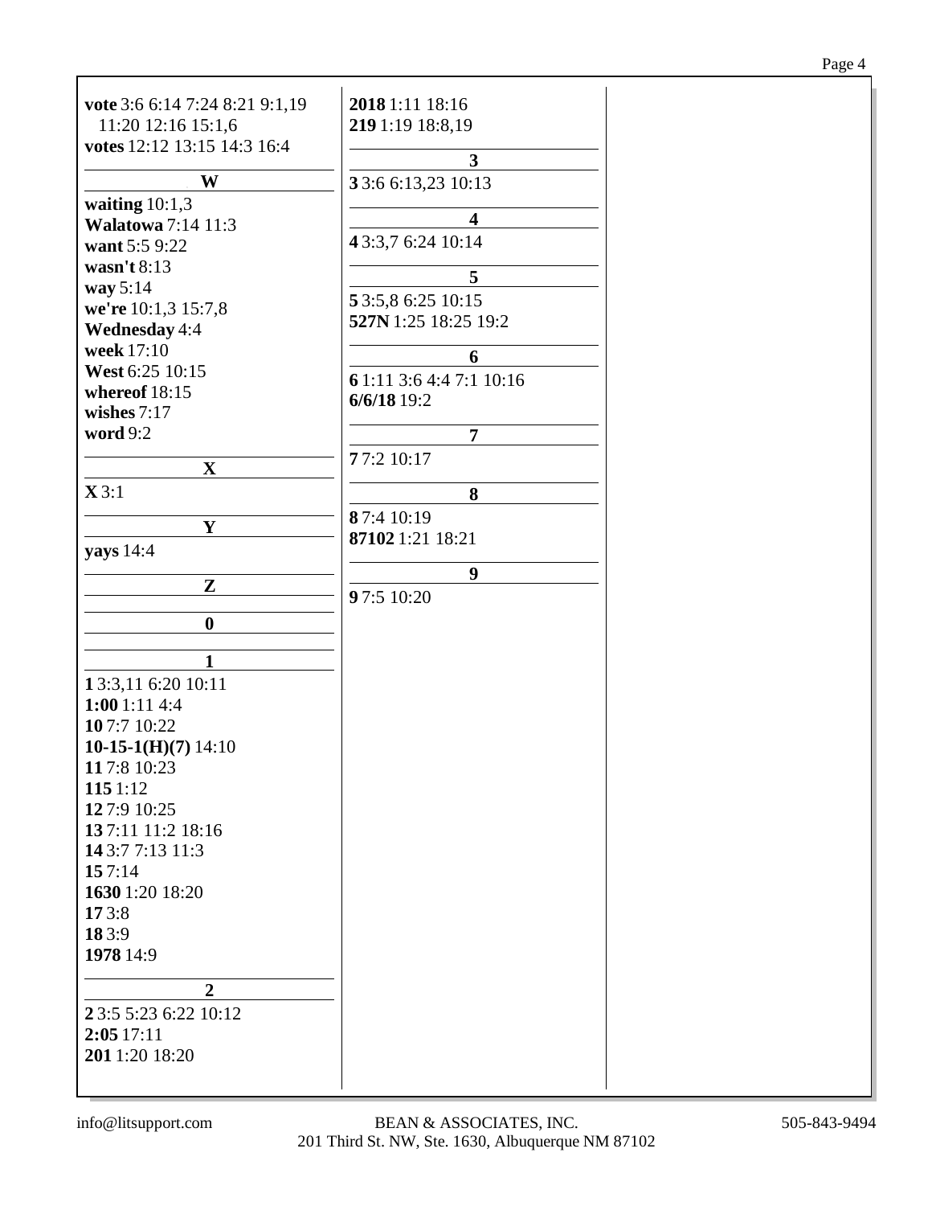**vote** 3:6 6:14 7:24 8:21 9:1,19 11:20 12:16 15:1,6
**votes** 12:12 13:15 14:3 16:4

**W**

**waiting** 10:1,3
**Walatowa** 7:14 11:3
**want** 5:5 9:22
**wasn't** 8:13
**way** 5:14
**we're** 10:1,3 15:7,8
**Wednesday** 4:4
**week** 17:10
**West** 6:25 10:15
**whereof** 18:15
**wishes** 7:17
**word** 9:2

**X**

**X** 3:1

**Y**

**yays** 14:4

**Z**

**0**

**1**

**1** 3:3,11 6:20 10:11
**1:00** 1:11 4:4
**10** 7:7 10:22
**10-15-1(H)(7)** 14:10
**11** 7:8 10:23
**115** 1:12
**12** 7:9 10:25
**13** 7:11 11:2 18:16
**14** 3:7 7:13 11:3
**15** 7:14
**1630** 1:20 18:20
**17** 3:8
**18** 3:9
**1978** 14:9

**2**

**2** 3:5 5:23 6:22 10:12
**2:05** 17:11
**201** 1:20 18:20
**2018** 1:11 18:16
**219** 1:19 18:8,19

**3**

**3** 3:6 6:13,23 10:13

**4**

**4** 3:3,7 6:24 10:14

**5**

**5** 3:5,8 6:25 10:15
**527N** 1:25 18:25 19:2

**6**

**6** 1:11 3:6 4:4 7:1 10:16
**6/6/18** 19:2

**7**

**7** 7:2 10:17

**8**

**8** 7:4 10:19
**87102** 1:21 18:21

**9**

**9** 7:5 10:20